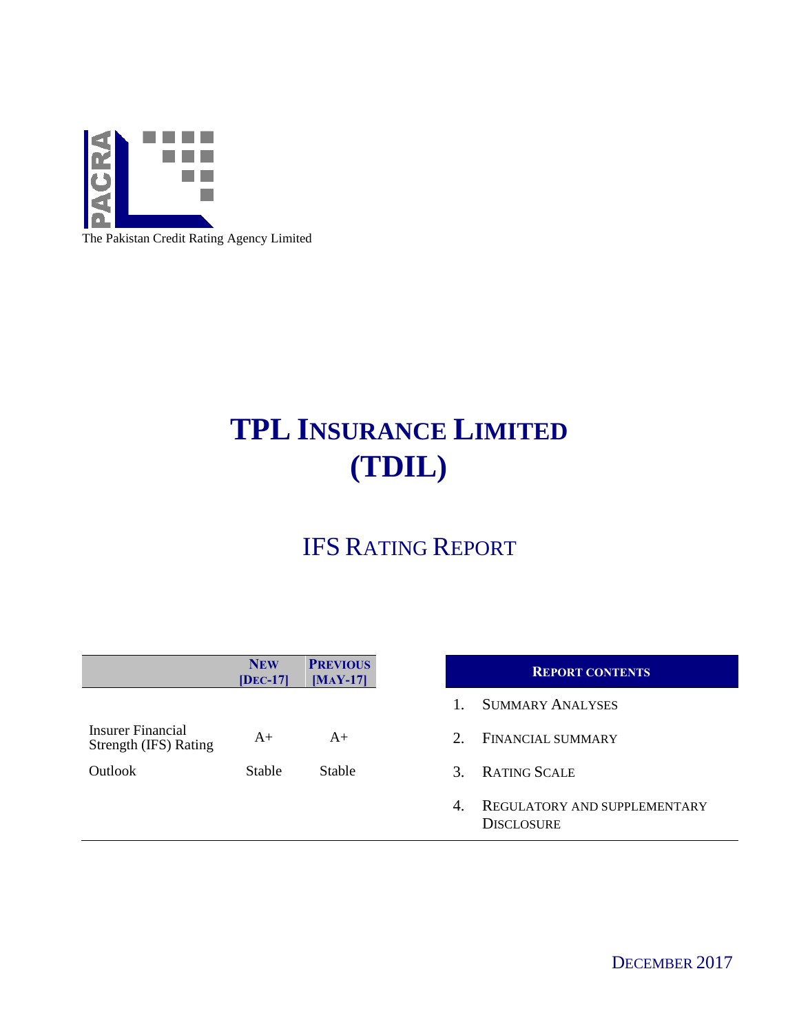The Pakistan Credit Rating Agency Limited

# TPL INSURANCE LIMITED (TDIL)

## IFS RATING REPORT

| | NEW [DEC-17] | PREVIOUS [MAY-17] |
|---|---|---|
| Insurer Financial Strength (IFS) Rating | A+ | A+ |
| Outlook | Stable | Stable |

**REPORT CONTENTS**

1. SUMMARY ANALYSES
2. FINANCIAL SUMMARY
3. RATING SCALE
4. REGULATORY AND SUPPLEMENTARY DISCLOSURE

DECEMBER 2017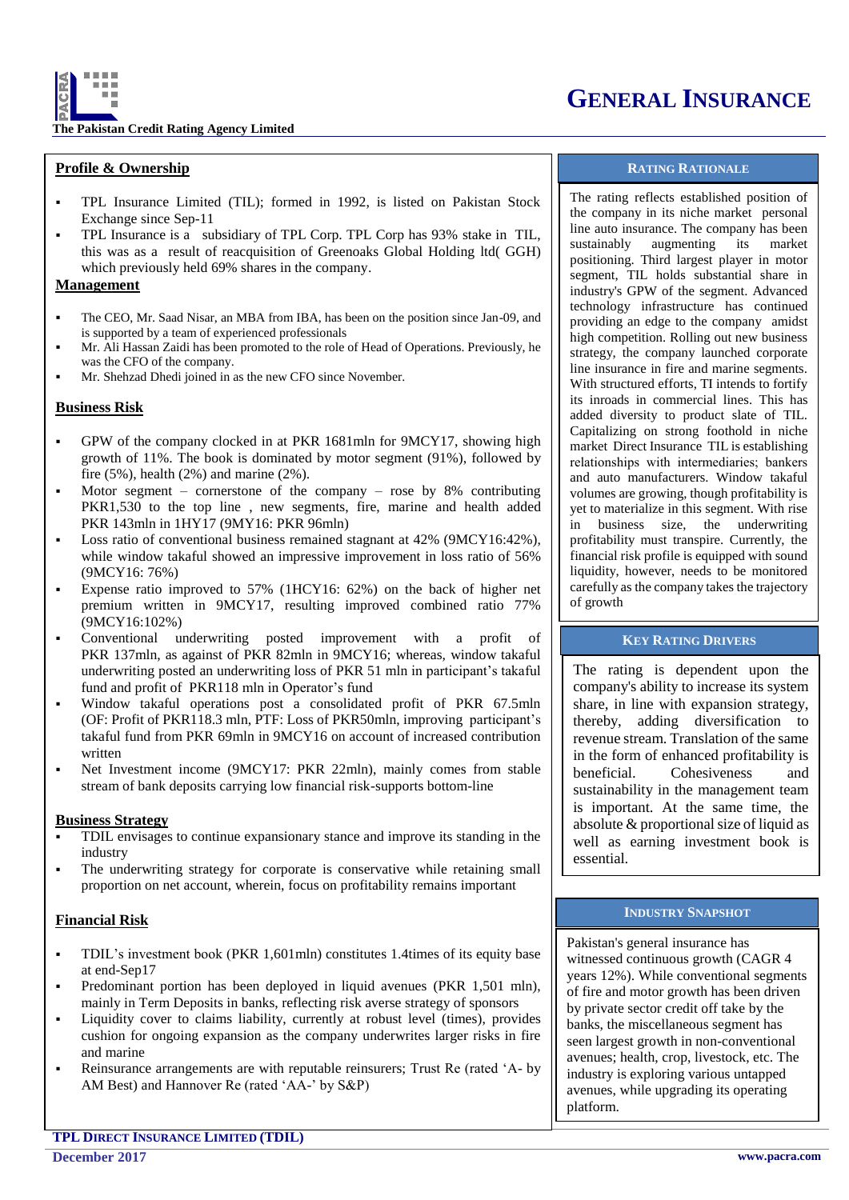# GENERAL INSURANCE

## Profile & Ownership

- TPL Insurance Limited (TIL); formed in 1992, is listed on Pakistan Stock Exchange since Sep-11
- TPL Insurance is a subsidiary of TPL Corp. TPL Corp has 93% stake in TIL, this was as a result of reacquisition of Greenoaks Global Holding ltd( GGH) which previously held 69% shares in the company.

## Management

- The CEO, Mr. Saad Nisar, an MBA from IBA, has been on the position since Jan-09, and is supported by a team of experienced professionals
- Mr. Ali Hassan Zaidi has been promoted to the role of Head of Operations. Previously, he was the CFO of the company.
- Mr. Shehzad Dhedi joined in as the new CFO since November.

## Business Risk

- GPW of the company clocked in at PKR 1681mln for 9MCY17, showing high growth of 11%. The book is dominated by motor segment (91%), followed by fire (5%), health (2%) and marine (2%).
- Motor segment – cornerstone of the company – rose by 8% contributing PKR1,530 to the top line , new segments, fire, marine and health added PKR 143mln in 1HY17 (9MY16: PKR 96mln)
- Loss ratio of conventional business remained stagnant at 42% (9MCY16:42%), while window takaful showed an impressive improvement in loss ratio of 56% (9MCY16: 76%)
- Expense ratio improved to 57% (1HCY16: 62%) on the back of higher net premium written in 9MCY17, resulting improved combined ratio 77% (9MCY16:102%)
- Conventional underwriting posted improvement with a profit of PKR 137mln, as against of PKR 82mln in 9MCY16; whereas, window takaful underwriting posted an underwriting loss of PKR 51 mln in participant's takaful fund and profit of PKR118 mln in Operator's fund
- Window takaful operations post a consolidated profit of PKR 67.5mln (OF: Profit of PKR118.3 mln, PTF: Loss of PKR50mln, improving participant's takaful fund from PKR 69mln in 9MCY16 on account of increased contribution written
- Net Investment income (9MCY17: PKR 22mln), mainly comes from stable stream of bank deposits carrying low financial risk-supports bottom-line

## Business Strategy

- TDIL envisages to continue expansionary stance and improve its standing in the industry
- The underwriting strategy for corporate is conservative while retaining small proportion on net account, wherein, focus on profitability remains important

## Financial Risk

- TDIL's investment book (PKR 1,601mln) constitutes 1.4times of its equity base at end-Sep17
- Predominant portion has been deployed in liquid avenues (PKR 1,501 mln), mainly in Term Deposits in banks, reflecting risk averse strategy of sponsors
- Liquidity cover to claims liability, currently at robust level (times), provides cushion for ongoing expansion as the company underwrites larger risks in fire and marine
- Reinsurance arrangements are with reputable reinsurers; Trust Re (rated 'A- by AM Best) and Hannover Re (rated 'AA-' by S&P)

## RATING RATIONALE

The rating reflects established position of the company in its niche market personal line auto insurance. The company has been sustainably augmenting its market positioning. Third largest player in motor segment, TIL holds substantial share in industry's GPW of the segment. Advanced technology infrastructure has continued providing an edge to the company amidst high competition. Rolling out new business strategy, the company launched corporate line insurance in fire and marine segments. With structured efforts, TI intends to fortify its inroads in commercial lines. This has added diversity to product slate of TIL. Capitalizing on strong foothold in niche market Direct Insurance TIL is establishing relationships with intermediaries; bankers and auto manufacturers. Window takaful volumes are growing, though profitability is yet to materialize in this segment. With rise in business size, the underwriting profitability must transpire. Currently, the financial risk profile is equipped with sound liquidity, however, needs to be monitored carefully as the company takes the trajectory of growth

## KEY RATING DRIVERS

The rating is dependent upon the company's ability to increase its system share, in line with expansion strategy, thereby, adding diversification to revenue stream. Translation of the same in the form of enhanced profitability is beneficial. Cohesiveness and sustainability in the management team is important. At the same time, the absolute & proportional size of liquid as well as earning investment book is essential.

## INDUSTRY SNAPSHOT

Pakistan's general insurance has witnessed continuous growth (CAGR 4 years 12%). While conventional segments of fire and motor growth has been driven by private sector credit off take by the banks, the miscellaneous segment has seen largest growth in non-conventional avenues; health, crop, livestock, etc. The industry is exploring various untapped avenues, while upgrading its operating platform.

**TPL DIRECT INSURANCE LIMITED (TDIL)**

**December 2017**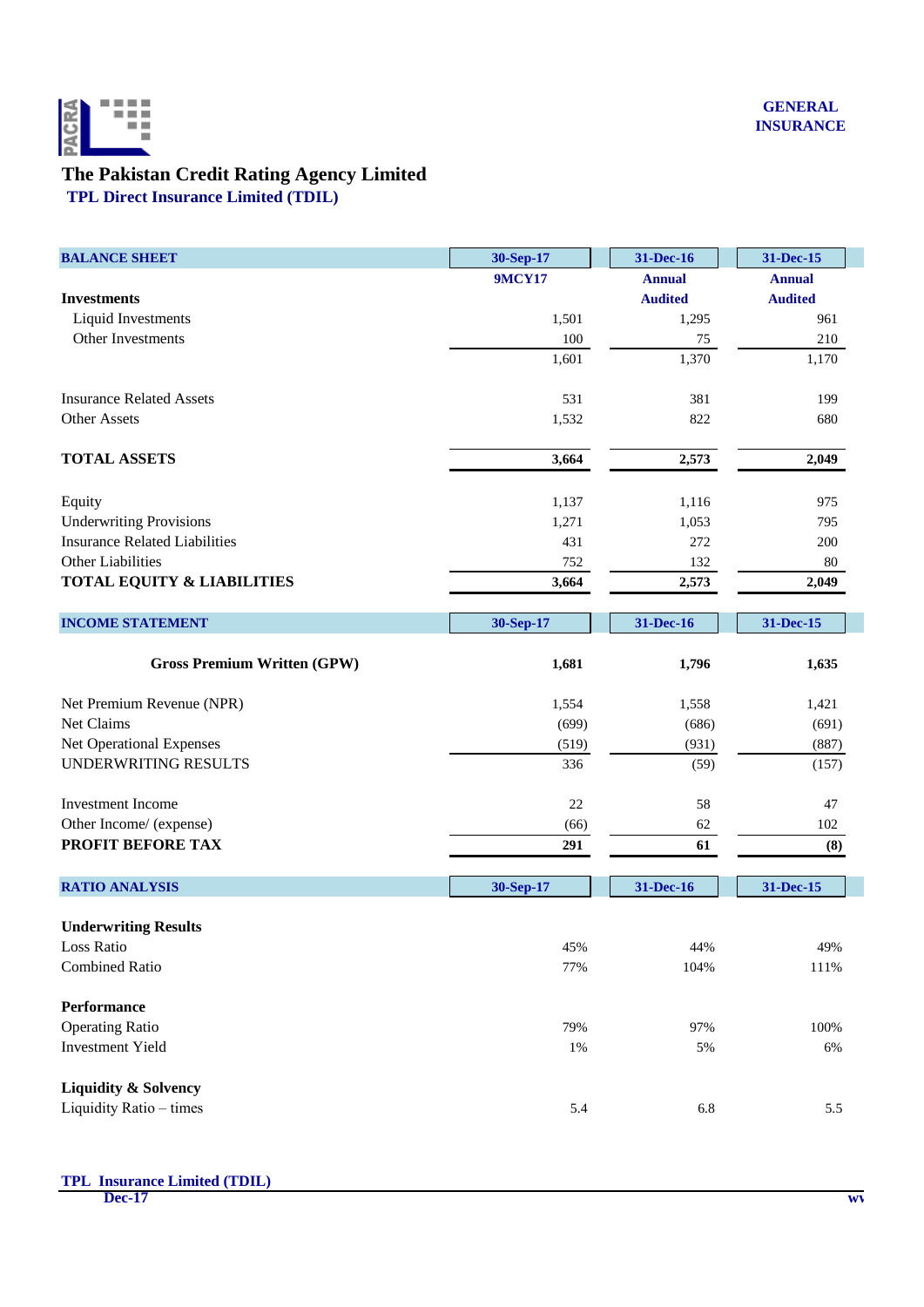GENERAL INSURANCE

# The Pakistan Credit Rating Agency Limited

## TPL Direct Insurance Limited (TDIL)

| BALANCE SHEET | 30-Sep-17 | 31-Dec-16 | 31-Dec-15 |
|---|---|---|---|
| | 9MCY17 | Annual | Annual |
| **Investments** | | Audited | Audited |
| Liquid Investments | 1,501 | 1,295 | 961 |
| Other Investments | 100 | 75 | 210 |
| | 1,601 | 1,370 | 1,170 |
| Insurance Related Assets | 531 | 381 | 199 |
| Other Assets | 1,532 | 822 | 680 |
| **TOTAL ASSETS** | **3,664** | **2,573** | **2,049** |
| Equity | 1,137 | 1,116 | 975 |
| Underwriting Provisions | 1,271 | 1,053 | 795 |
| Insurance Related Liabilities | 431 | 272 | 200 |
| Other Liabilities | 752 | 132 | 80 |
| **TOTAL EQUITY & LIABILITIES** | **3,664** | **2,573** | **2,049** |

| INCOME STATEMENT | 30-Sep-17 | 31-Dec-16 | 31-Dec-15 |
|---|---|---|---|
| **Gross Premium Written (GPW)** | **1,681** | **1,796** | **1,635** |
| Net Premium Revenue (NPR) | 1,554 | 1,558 | 1,421 |
| Net Claims | (699) | (686) | (691) |
| Net Operational Expenses | (519) | (931) | (887) |
| UNDERWRITING RESULTS | 336 | (59) | (157) |
| Investment Income | 22 | 58 | 47 |
| Other Income/ (expense) | (66) | 62 | 102 |
| **PROFIT BEFORE TAX** | **291** | **61** | **(8)** |

| RATIO ANALYSIS | 30-Sep-17 | 31-Dec-16 | 31-Dec-15 |
|---|---|---|---|
| **Underwriting Results** | | | |
| Loss Ratio | 45% | 44% | 49% |
| Combined Ratio | 77% | 104% | 111% |
| **Performance** | | | |
| Operating Ratio | 79% | 97% | 100% |
| Investment Yield | 1% | 5% | 6% |
| **Liquidity & Solvency** | | | |
| Liquidity Ratio – times | 5.4 | 6.8 | 5.5 |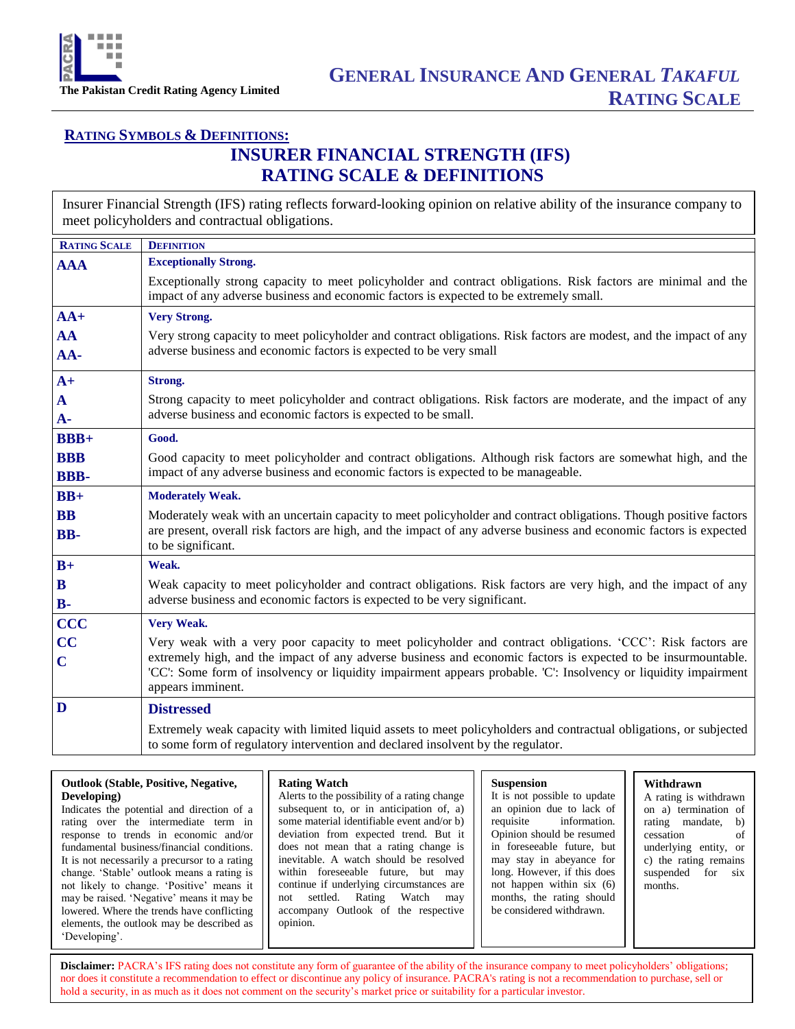The Pakistan Credit Rating Agency Limited

# GENERAL INSURANCE AND GENERAL *TAKAFUL* RATING SCALE

## RATING SYMBOLS & DEFINITIONS:

## INSURER FINANCIAL STRENGTH (IFS) RATING SCALE & DEFINITIONS

Insurer Financial Strength (IFS) rating reflects forward-looking opinion on relative ability of the insurance company to meet policyholders and contractual obligations.

| RATING SCALE | DEFINITION |
|---|---|
| **AAA** | **Exceptionally Strong.** Exceptionally strong capacity to meet policyholder and contract obligations. Risk factors are minimal and the impact of any adverse business and economic factors is expected to be extremely small. |
| **AA+** **AA** **AA-** | **Very Strong.** Very strong capacity to meet policyholder and contract obligations. Risk factors are modest, and the impact of any adverse business and economic factors is expected to be very small |
| **A+** **A** **A-** | **Strong.** Strong capacity to meet policyholder and contract obligations. Risk factors are moderate, and the impact of any adverse business and economic factors is expected to be small. |
| **BBB+** **BBB** **BBB-** | **Good.** Good capacity to meet policyholder and contract obligations. Although risk factors are somewhat high, and the impact of any adverse business and economic factors is expected to be manageable. |
| **BB+** **BB** **BB-** | **Moderately Weak.** Moderately weak with an uncertain capacity to meet policyholder and contract obligations. Though positive factors are present, overall risk factors are high, and the impact of any adverse business and economic factors is expected to be significant. |
| **B+** **B** **B-** | **Weak.** Weak capacity to meet policyholder and contract obligations. Risk factors are very high, and the impact of any adverse business and economic factors is expected to be very significant. |
| **CCC** **CC** **C** | **Very Weak.** Very weak with a very poor capacity to meet policyholder and contract obligations. 'CCC': Risk factors are extremely high, and the impact of any adverse business and economic factors is expected to be insurmountable. 'CC': Some form of insolvency or liquidity impairment appears probable. 'C': Insolvency or liquidity impairment appears imminent. |
| **D** | **Distressed** Extremely weak capacity with limited liquid assets to meet policyholders and contractual obligations, or subjected to some form of regulatory intervention and declared insolvent by the regulator. |

**Outlook (Stable, Positive, Negative, Developing)**
Indicates the potential and direction of a rating over the intermediate term in response to trends in economic and/or fundamental business/financial conditions. It is not necessarily a precursor to a rating change. 'Stable' outlook means a rating is not likely to change. 'Positive' means it may be raised. 'Negative' means it may be lowered. Where the trends have conflicting elements, the outlook may be described as 'Developing'.

**Rating Watch**
Alerts to the possibility of a rating change subsequent to, or in anticipation of, a) some material identifiable event and/or b) deviation from expected trend. But it does not mean that a rating change is inevitable. A watch should be resolved within foreseeable future, but may continue if underlying circumstances are not settled. Rating Watch may accompany Outlook of the respective opinion.

**Suspension**
It is not possible to update an opinion due to lack of requisite information. Opinion should be resumed in foreseeable future, but may stay in abeyance for long. However, if this does not happen within six (6) months, the rating should be considered withdrawn.

**Withdrawn**
A rating is withdrawn on a) termination of rating mandate, b) cessation of underlying entity, or c) the rating remains suspended for six months.

**Disclaimer:** PACRA's IFS rating does not constitute any form of guarantee of the ability of the insurance company to meet policyholders' obligations; nor does it constitute a recommendation to effect or discontinue any policy of insurance. PACRA's rating is not a recommendation to purchase, sell or hold a security, in as much as it does not comment on the security's market price or suitability for a particular investor.